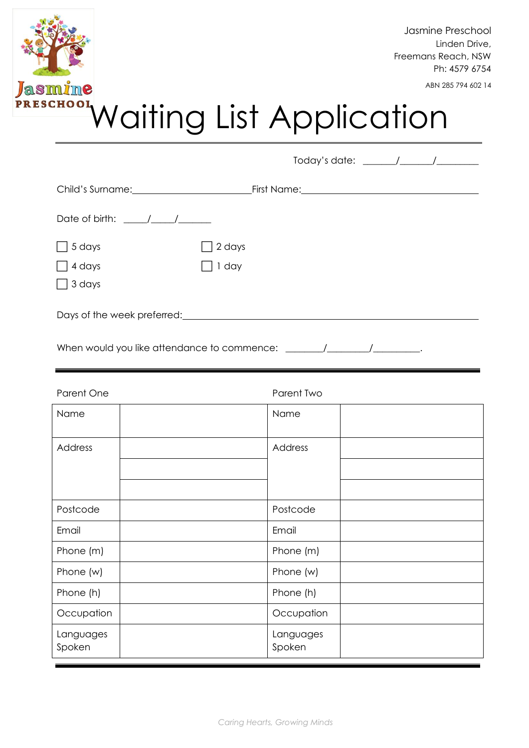Jasmine Preschool
Linden Drive,
Freemans Reach, NSW
Ph: 4579 6754

ABN 285 794 602 14

# Waiting List Application

Today's date: ______/______/________

Child's Surname:_______________________First Name:____________________________________

Date of birth: _____/_____/_______

☐ 5 days ☐ 2 days

☐ 4 days ☐ 1 day

☐ 3 days

Days of the week preferred:_________________________________________________________

When would you like attendance to commence: _______/________/_________.

| Parent One | | Parent Two | |
|---|---|---|---|
| Name | | Name | |
| Address | | Address | |
| | | | |
| | | | |
| Postcode | | Postcode | |
| Email | | Email | |
| Phone (m) | | Phone (m) | |
| Phone (w) | | Phone (w) | |
| Phone (h) | | Phone (h) | |
| Occupation | | Occupation | |
| Languages Spoken | | Languages Spoken | |

*Caring Hearts, Growing Minds*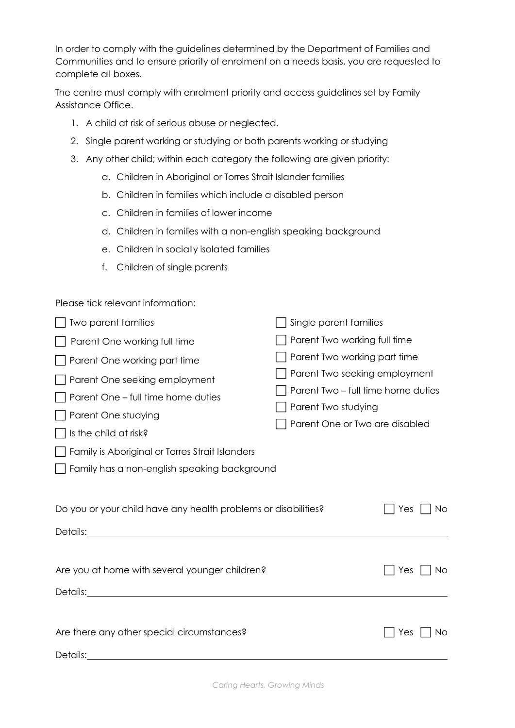In order to comply with the guidelines determined by the Department of Families and Communities and to ensure priority of enrolment on a needs basis, you are requested to complete all boxes.

The centre must comply with enrolment priority and access guidelines set by Family Assistance Office.

1. A child at risk of serious abuse or neglected.
2. Single parent working or studying or both parents working or studying
3. Any other child; within each category the following are given priority:
    a. Children in Aboriginal or Torres Strait Islander families
    b. Children in families which include a disabled person
    c. Children in families of lower income
    d. Children in families with a non-english speaking background
    e. Children in socially isolated families
    f. Children of single parents

Please tick relevant information:

- ☐ Two parent families
- ☐ Parent One working full time
- ☐ Parent One working part time
- ☐ Parent One seeking employment
- ☐ Parent One – full time home duties
- ☐ Parent One studying
- ☐ Is the child at risk?
- ☐ Family is Aboriginal or Torres Strait Islanders
- ☐ Family has a non-english speaking background
- ☐ Single parent families
- ☐ Parent Two working full time
- ☐ Parent Two working part time
- ☐ Parent Two seeking employment
- ☐ Parent Two – full time home duties
- ☐ Parent Two studying
- ☐ Parent One or Two are disabled

Do you or your child have any health problems or disabilities? ☐ Yes ☐ No

Details:\_\_\_\_\_\_\_\_\_\_\_\_\_\_\_\_\_\_\_\_\_\_\_\_\_\_\_\_\_\_\_\_\_\_\_\_\_\_\_\_

Are you at home with several younger children? ☐ Yes ☐ No

Details:\_\_\_\_\_\_\_\_\_\_\_\_\_\_\_\_\_\_\_\_\_\_\_\_\_\_\_\_\_\_\_\_\_\_\_\_\_\_\_\_

Are there any other special circumstances? ☐ Yes ☐ No

Details:\_\_\_\_\_\_\_\_\_\_\_\_\_\_\_\_\_\_\_\_\_\_\_\_\_\_\_\_\_\_\_\_\_\_\_\_\_\_\_\_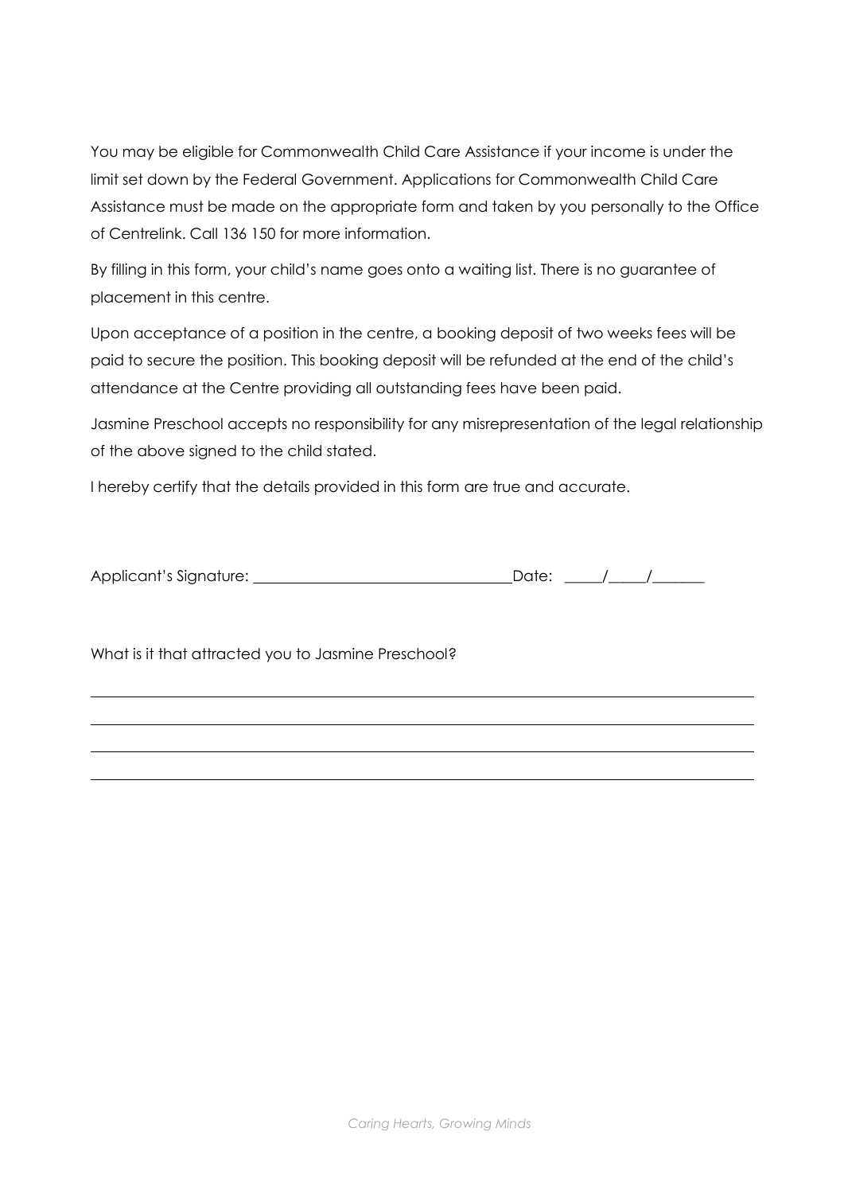You may be eligible for Commonwealth Child Care Assistance if your income is under the limit set down by the Federal Government. Applications for Commonwealth Child Care Assistance must be made on the appropriate form and taken by you personally to the Office of Centrelink. Call 136 150 for more information.

By filling in this form, your child's name goes onto a waiting list. There is no guarantee of placement in this centre.

Upon acceptance of a position in the centre, a booking deposit of two weeks fees will be paid to secure the position. This booking deposit will be refunded at the end of the child's attendance at the Centre providing all outstanding fees have been paid.

Jasmine Preschool accepts no responsibility for any misrepresentation of the legal relationship of the above signed to the child stated.

I hereby certify that the details provided in this form are true and accurate.

Applicant's Signature: ________________________________ Date: _____/_____/_______

What is it that attracted you to Jasmine Preschool?

______________________________________________________________________________

______________________________________________________________________________

______________________________________________________________________________

______________________________________________________________________________